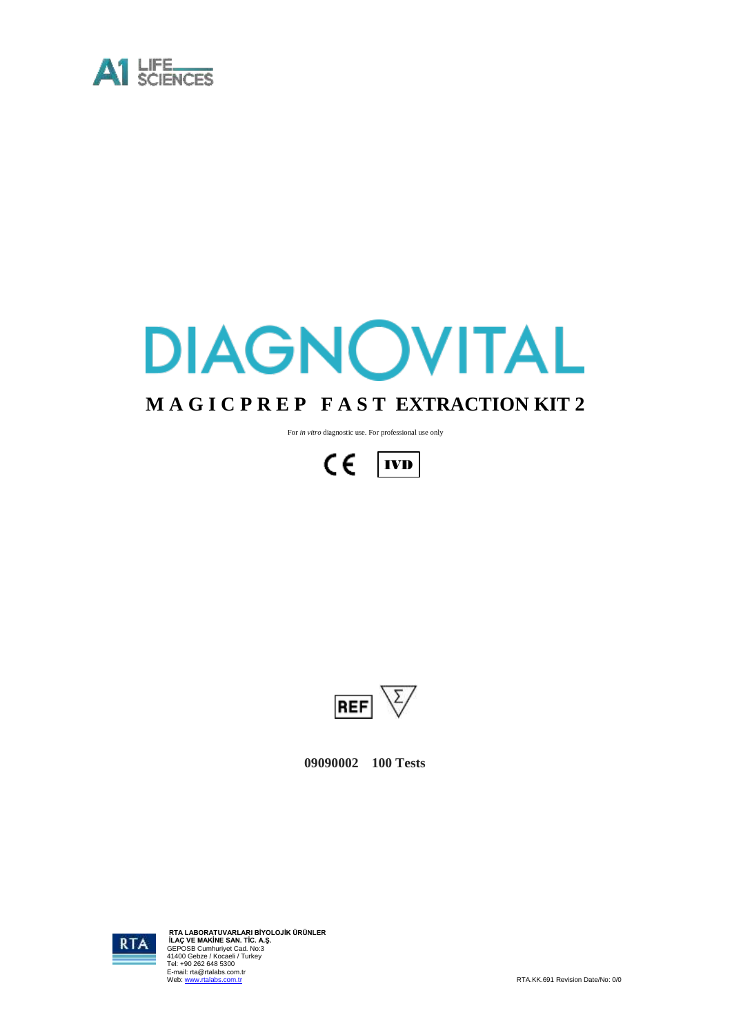A1 LIFE SCIENCES

# DIAGNOVITAL

## MAGICPREP FAST EXTRACTION KIT 2

For *in vitro* diagnostic use. For professional use only

CE IVD

REF Σ

**09090002 100 Tests**

**RTA LABORATUVARLARI BİYOLOJİK ÜRÜNLER İLAÇ VE MAKİNE SAN. TİC. A.Ş.**
GEPOSB Cumhuriyet Cad. No:3
41400 Gebze / Kocaeli / Turkey
Tel: +90 262 648 5300
E-mail: rta@rtalabs.com.tr
Web: www.rtalabs.com.tr

RTA.KK.691 Revision Date/No: 0/0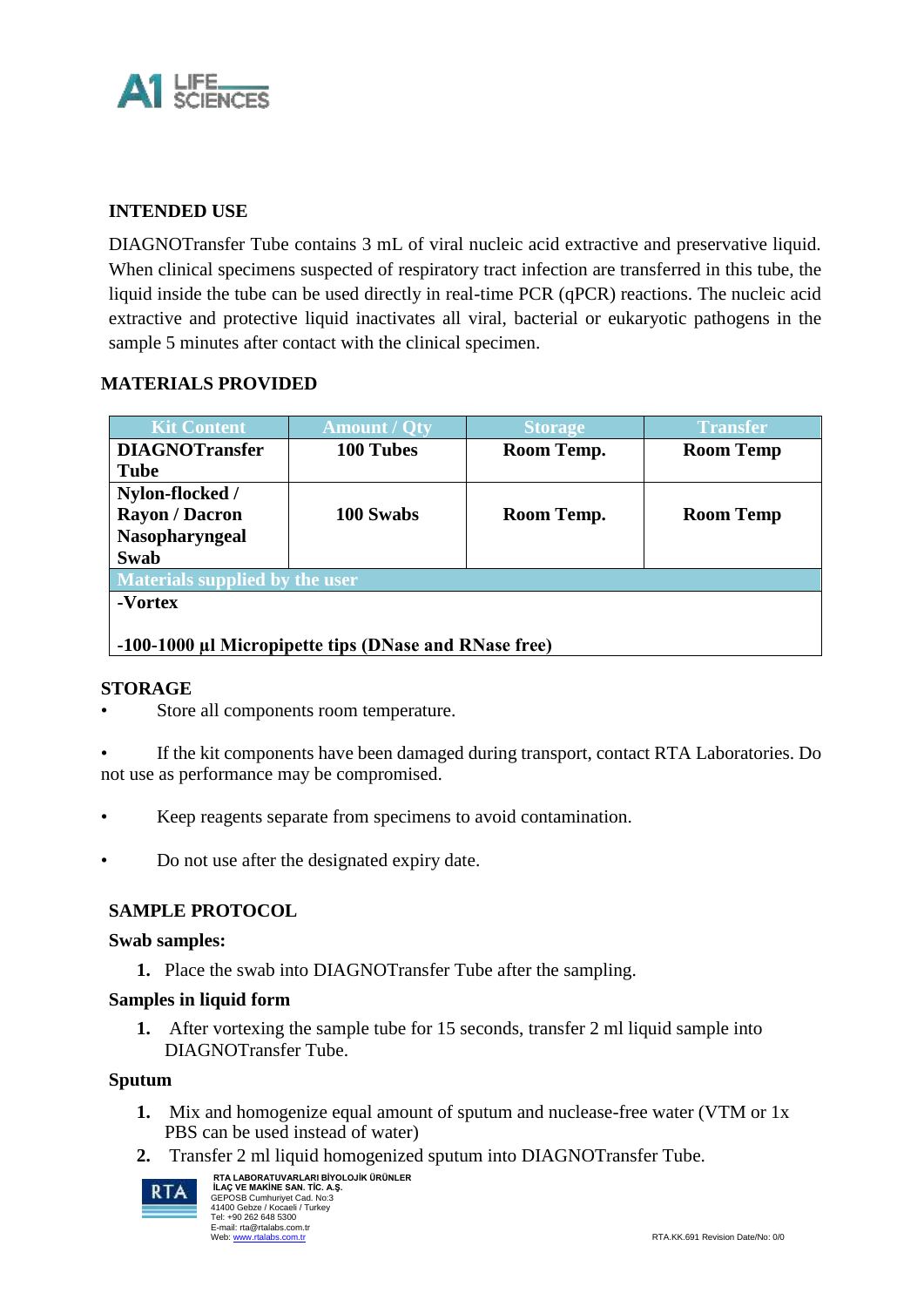## INTENDED USE

DIAGNOTransfer Tube contains 3 mL of viral nucleic acid extractive and preservative liquid. When clinical specimens suspected of respiratory tract infection are transferred in this tube, the liquid inside the tube can be used directly in real-time PCR (qPCR) reactions. The nucleic acid extractive and protective liquid inactivates all viral, bacterial or eukaryotic pathogens in the sample 5 minutes after contact with the clinical specimen.

## MATERIALS PROVIDED

| Kit Content | Amount / Qty | Storage | Transfer |
|---|---|---|---|
| **DIAGNOTransfer Tube** | **100 Tubes** | **Room Temp.** | **Room Temp** |
| **Nylon-flocked / Rayon / Dacron Nasopharyngeal Swab** | **100 Swabs** | **Room Temp.** | **Room Temp** |
| Materials supplied by the user | | | |
| **-Vortex**<br><br>**-100-1000 µl Micropipette tips (DNase and RNase free)** | | | |

## STORAGE

- Store all components room temperature.
- If the kit components have been damaged during transport, contact RTA Laboratories. Do not use as performance may be compromised.
- Keep reagents separate from specimens to avoid contamination.
- Do not use after the designated expiry date.

## SAMPLE PROTOCOL

### Swab samples:

1. Place the swab into DIAGNOTransfer Tube after the sampling.

### Samples in liquid form

1. After vortexing the sample tube for 15 seconds, transfer 2 ml liquid sample into DIAGNOTransfer Tube.

### Sputum

1. Mix and homogenize equal amount of sputum and nuclease-free water (VTM or 1x PBS can be used instead of water)
2. Transfer 2 ml liquid homogenized sputum into DIAGNOTransfer Tube.

**RTA LABORATUVARLARI BİYOLOJİK ÜRÜNLER İLAÇ VE MAKİNE SAN. TİC. A.Ş.**
GEPOSB Cumhuriyet Cad. No:3
41400 Gebze / Kocaeli / Turkey
Tel: +90 262 648 5300
E-mail: rta@rtalabs.com.tr
Web: www.rtalabs.com.tr

RTA.KK.691 Revision Date/No: 0/0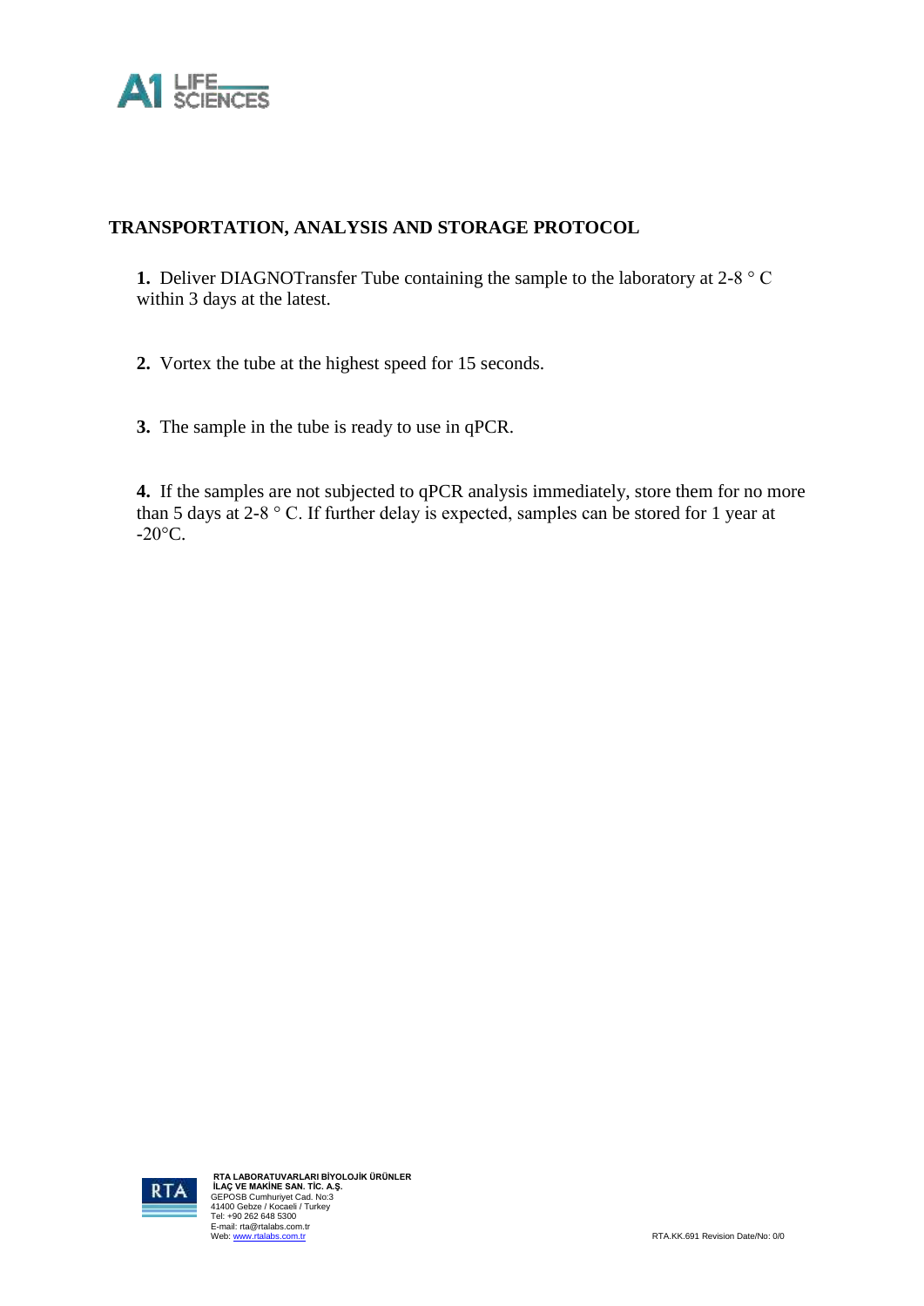## TRANSPORTATION, ANALYSIS AND STORAGE PROTOCOL

**1.** Deliver DIAGNOTransfer Tube containing the sample to the laboratory at 2-8 ° C within 3 days at the latest.

**2.** Vortex the tube at the highest speed for 15 seconds.

**3.** The sample in the tube is ready to use in qPCR.

**4.** If the samples are not subjected to qPCR analysis immediately, store them for no more than 5 days at 2-8 ° C. If further delay is expected, samples can be stored for 1 year at -20°C.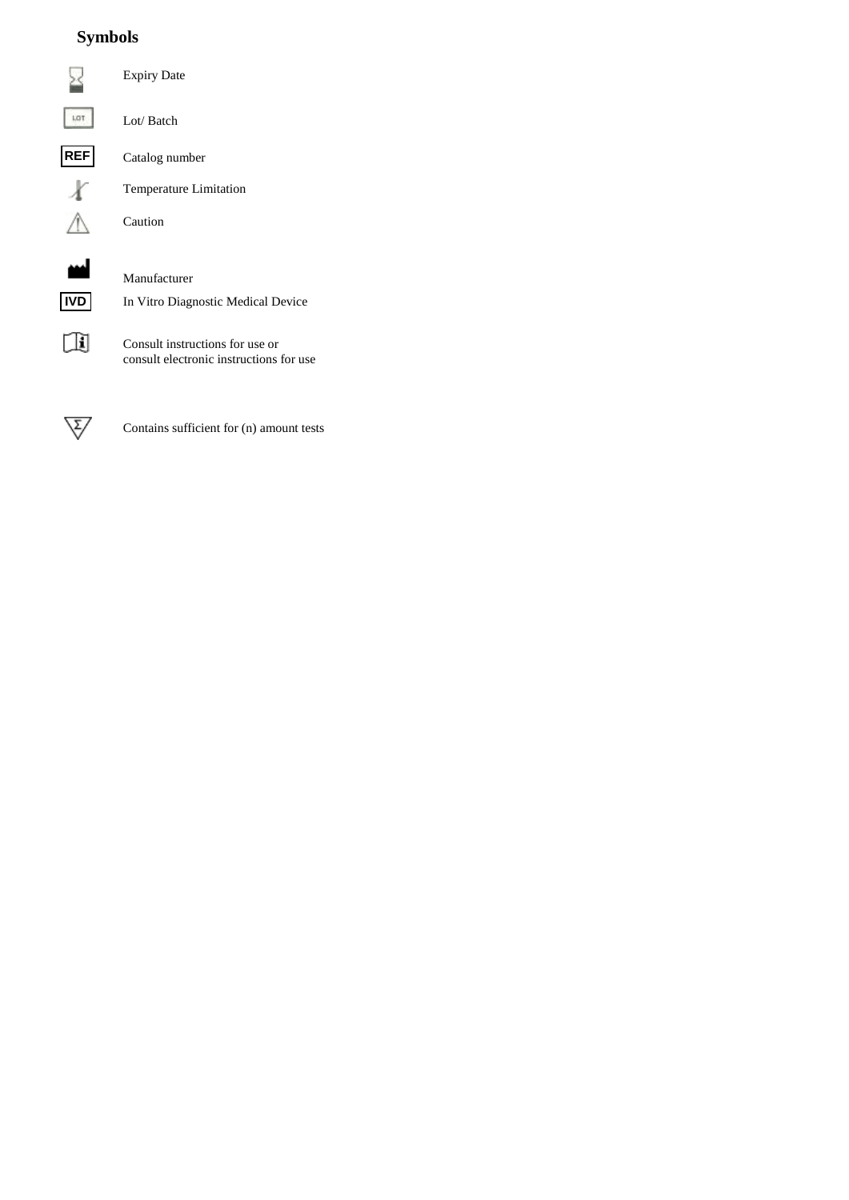## Symbols

| | |
|---|---|
| | Expiry Date |
| LOT | Lot/ Batch |
| REF | Catalog number |
| | Temperature Limitation |
| | Caution |
| | Manufacturer |
| IVD | In Vitro Diagnostic Medical Device |
| | Consult instructions for use or consult electronic instructions for use |
| | Contains sufficient for (n) amount tests |